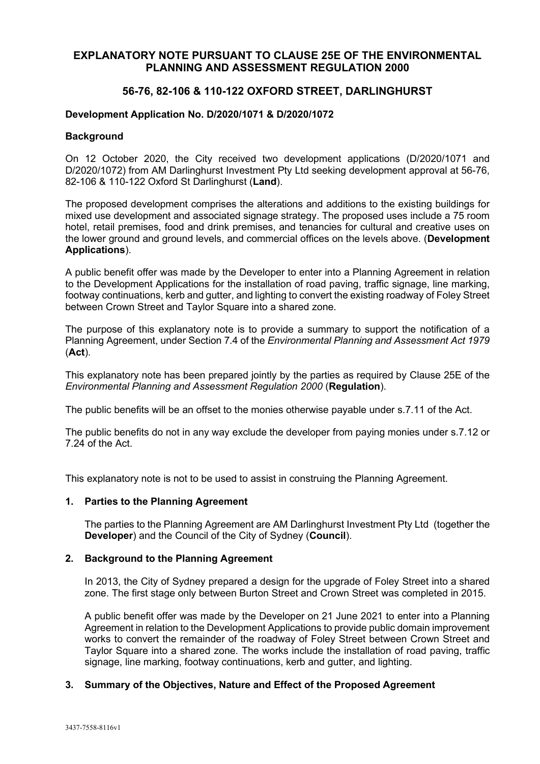# EXPLANATORY NOTE PURSUANT TO CLAUSE 25E OF THE ENVIRONMENTAL PLANNING AND ASSESSMENT REGULATION 2000

## 56-76, 82-106 & 110-122 OXFORD STREET, DARLINGHURST

**Development Application No. D/2020/1071 & D/2020/1072**

**Background**

On 12 October 2020, the City received two development applications (D/2020/1071 and D/2020/1072) from AM Darlinghurst Investment Pty Ltd seeking development approval at 56-76, 82-106 & 110-122 Oxford St Darlinghurst (**Land**).

The proposed development comprises the alterations and additions to the existing buildings for mixed use development and associated signage strategy. The proposed uses include a 75 room hotel, retail premises, food and drink premises, and tenancies for cultural and creative uses on the lower ground and ground levels, and commercial offices on the levels above. (**Development Applications**).

A public benefit offer was made by the Developer to enter into a Planning Agreement in relation to the Development Applications for the installation of road paving, traffic signage, line marking, footway continuations, kerb and gutter, and lighting to convert the existing roadway of Foley Street between Crown Street and Taylor Square into a shared zone.

The purpose of this explanatory note is to provide a summary to support the notification of a Planning Agreement, under Section 7.4 of the *Environmental Planning and Assessment Act 1979* (**Act**).

This explanatory note has been prepared jointly by the parties as required by Clause 25E of the *Environmental Planning and Assessment Regulation 2000* (**Regulation**).

The public benefits will be an offset to the monies otherwise payable under s.7.11 of the Act.

The public benefits do not in any way exclude the developer from paying monies under s.7.12 or 7.24 of the Act.

This explanatory note is not to be used to assist in construing the Planning Agreement.

**1. Parties to the Planning Agreement**

The parties to the Planning Agreement are AM Darlinghurst Investment Pty Ltd (together the **Developer**) and the Council of the City of Sydney (**Council**).

**2. Background to the Planning Agreement**

In 2013, the City of Sydney prepared a design for the upgrade of Foley Street into a shared zone. The first stage only between Burton Street and Crown Street was completed in 2015.

A public benefit offer was made by the Developer on 21 June 2021 to enter into a Planning Agreement in relation to the Development Applications to provide public domain improvement works to convert the remainder of the roadway of Foley Street between Crown Street and Taylor Square into a shared zone. The works include the installation of road paving, traffic signage, line marking, footway continuations, kerb and gutter, and lighting.

**3. Summary of the Objectives, Nature and Effect of the Proposed Agreement**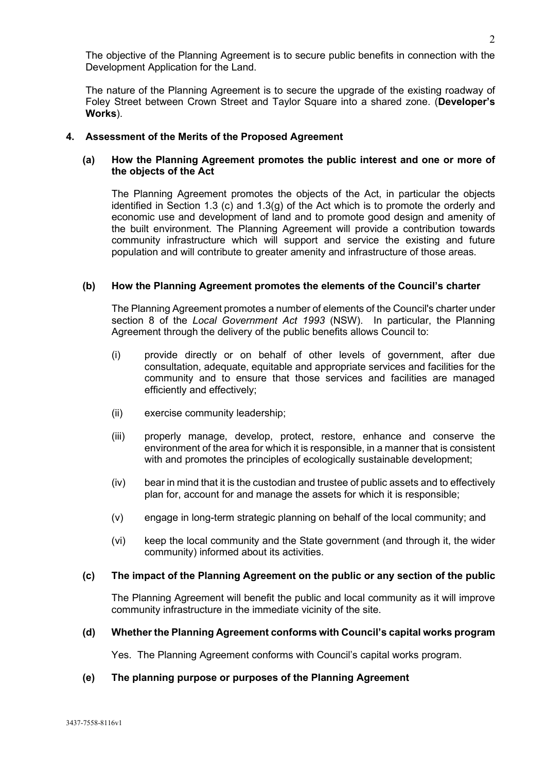The objective of the Planning Agreement is to secure public benefits in connection with the Development Application for the Land.

The nature of the Planning Agreement is to secure the upgrade of the existing roadway of Foley Street between Crown Street and Taylor Square into a shared zone. (**Developer's Works**).

## 4. Assessment of the Merits of the Proposed Agreement

### (a) How the Planning Agreement promotes the public interest and one or more of the objects of the Act

The Planning Agreement promotes the objects of the Act, in particular the objects identified in Section 1.3 (c) and 1.3(g) of the Act which is to promote the orderly and economic use and development of land and to promote good design and amenity of the built environment. The Planning Agreement will provide a contribution towards community infrastructure which will support and service the existing and future population and will contribute to greater amenity and infrastructure of those areas.

### (b) How the Planning Agreement promotes the elements of the Council's charter

The Planning Agreement promotes a number of elements of the Council's charter under section 8 of the *Local Government Act 1993* (NSW). In particular, the Planning Agreement through the delivery of the public benefits allows Council to:

(i) provide directly or on behalf of other levels of government, after due consultation, adequate, equitable and appropriate services and facilities for the community and to ensure that those services and facilities are managed efficiently and effectively;

(ii) exercise community leadership;

(iii) properly manage, develop, protect, restore, enhance and conserve the environment of the area for which it is responsible, in a manner that is consistent with and promotes the principles of ecologically sustainable development;

(iv) bear in mind that it is the custodian and trustee of public assets and to effectively plan for, account for and manage the assets for which it is responsible;

(v) engage in long-term strategic planning on behalf of the local community; and

(vi) keep the local community and the State government (and through it, the wider community) informed about its activities.

### (c) The impact of the Planning Agreement on the public or any section of the public

The Planning Agreement will benefit the public and local community as it will improve community infrastructure in the immediate vicinity of the site.

### (d) Whether the Planning Agreement conforms with Council's capital works program

Yes. The Planning Agreement conforms with Council's capital works program.

### (e) The planning purpose or purposes of the Planning Agreement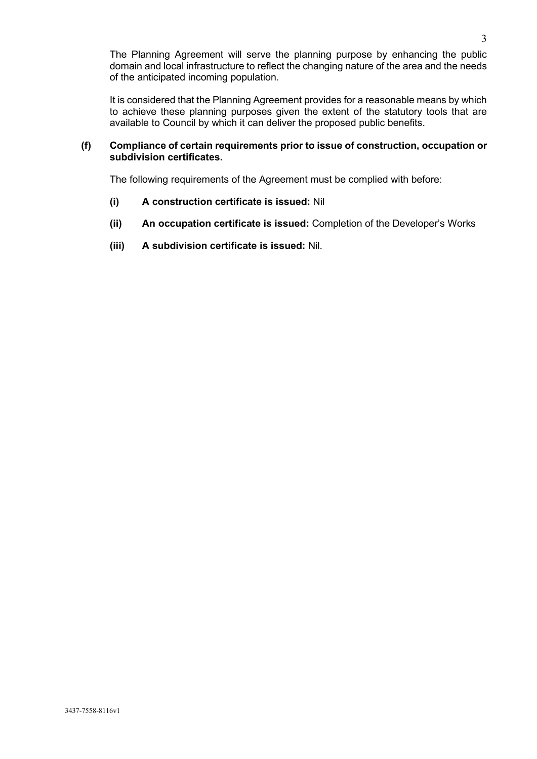The Planning Agreement will serve the planning purpose by enhancing the public domain and local infrastructure to reflect the changing nature of the area and the needs of the anticipated incoming population.

It is considered that the Planning Agreement provides for a reasonable means by which to achieve these planning purposes given the extent of the statutory tools that are available to Council by which it can deliver the proposed public benefits.

**(f) Compliance of certain requirements prior to issue of construction, occupation or subdivision certificates.**

The following requirements of the Agreement must be complied with before:

**(i) A construction certificate is issued:** Nil

**(ii) An occupation certificate is issued:** Completion of the Developer's Works

**(iii) A subdivision certificate is issued:** Nil.

3437-7558-8116v1